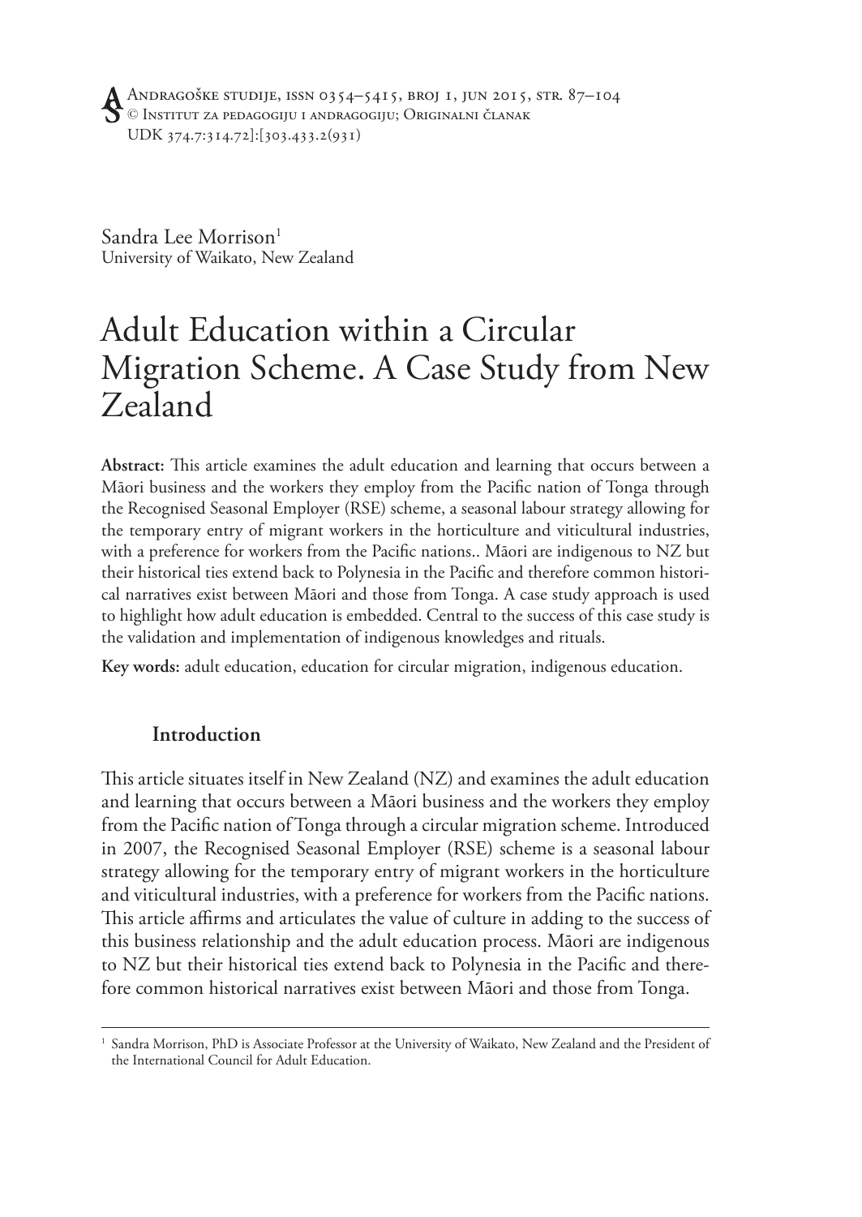Sandra Lee Morrison[1]
University of Waikato, New Zealand

# Adult Education within a Circular Migration Scheme. A Case Study from New Zealand

**Abstract:** This article examines the adult education and learning that occurs between a Māori business and the workers they employ from the Pacific nation of Tonga through the Recognised Seasonal Employer (RSE) scheme, a seasonal labour strategy allowing for the temporary entry of migrant workers in the horticulture and viticultural industries, with a preference for workers from the Pacific nations.. Māori are indigenous to NZ but their historical ties extend back to Polynesia in the Pacific and therefore common historical narratives exist between Māori and those from Tonga. A case study approach is used to highlight how adult education is embedded. Central to the success of this case study is the validation and implementation of indigenous knowledges and rituals.

**Key words:** adult education, education for circular migration, indigenous education.

## Introduction

This article situates itself in New Zealand (NZ) and examines the adult education and learning that occurs between a Māori business and the workers they employ from the Pacific nation of Tonga through a circular migration scheme. Introduced in 2007, the Recognised Seasonal Employer (RSE) scheme is a seasonal labour strategy allowing for the temporary entry of migrant workers in the horticulture and viticultural industries, with a preference for workers from the Pacific nations. This article affirms and articulates the value of culture in adding to the success of this business relationship and the adult education process. Māori are indigenous to NZ but their historical ties extend back to Polynesia in the Pacific and therefore common historical narratives exist between Māori and those from Tonga.

[1] Sandra Morrison, PhD is Associate Professor at the University of Waikato, New Zealand and the President of the International Council for Adult Education.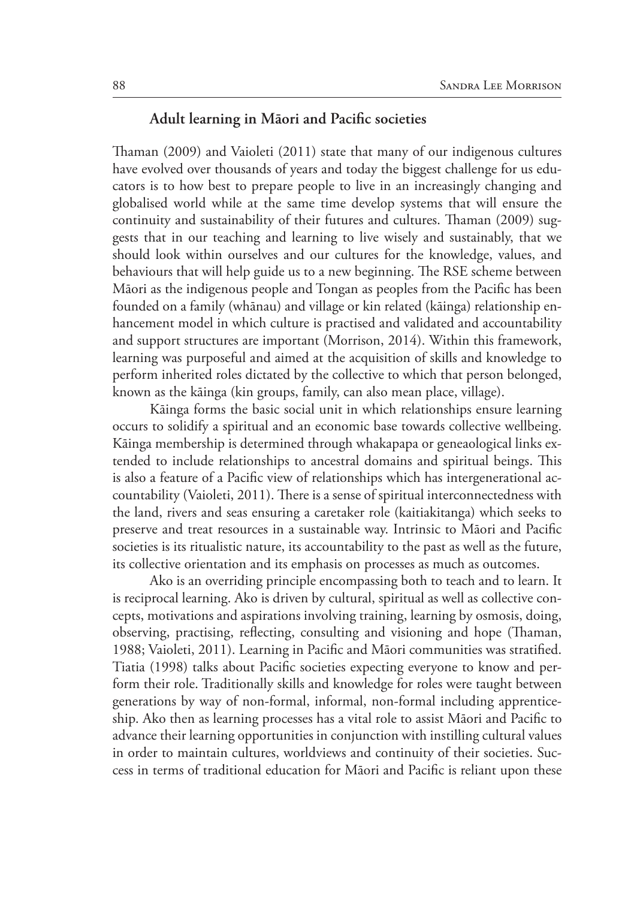### Adult learning in Māori and Pacific societies

Thaman (2009) and Vaioleti (2011) state that many of our indigenous cultures have evolved over thousands of years and today the biggest challenge for us educators is to how best to prepare people to live in an increasingly changing and globalised world while at the same time develop systems that will ensure the continuity and sustainability of their futures and cultures. Thaman (2009) suggests that in our teaching and learning to live wisely and sustainably, that we should look within ourselves and our cultures for the knowledge, values, and behaviours that will help guide us to a new beginning. The RSE scheme between Māori as the indigenous people and Tongan as peoples from the Pacific has been founded on a family (whānau) and village or kin related (kāinga) relationship enhancement model in which culture is practised and validated and accountability and support structures are important (Morrison, 2014). Within this framework, learning was purposeful and aimed at the acquisition of skills and knowledge to perform inherited roles dictated by the collective to which that person belonged, known as the kāinga (kin groups, family, can also mean place, village).

Kāinga forms the basic social unit in which relationships ensure learning occurs to solidify a spiritual and an economic base towards collective wellbeing. Kāinga membership is determined through whakapapa or geneaological links extended to include relationships to ancestral domains and spiritual beings. This is also a feature of a Pacific view of relationships which has intergenerational accountability (Vaioleti, 2011). There is a sense of spiritual interconnectedness with the land, rivers and seas ensuring a caretaker role (kaitiakitanga) which seeks to preserve and treat resources in a sustainable way. Intrinsic to Māori and Pacific societies is its ritualistic nature, its accountability to the past as well as the future, its collective orientation and its emphasis on processes as much as outcomes.

Ako is an overriding principle encompassing both to teach and to learn. It is reciprocal learning. Ako is driven by cultural, spiritual as well as collective concepts, motivations and aspirations involving training, learning by osmosis, doing, observing, practising, reflecting, consulting and visioning and hope (Thaman, 1988; Vaioleti, 2011). Learning in Pacific and Māori communities was stratified. Tiatia (1998) talks about Pacific societies expecting everyone to know and perform their role. Traditionally skills and knowledge for roles were taught between generations by way of non-formal, informal, non-formal including apprenticeship. Ako then as learning processes has a vital role to assist Māori and Pacific to advance their learning opportunities in conjunction with instilling cultural values in order to maintain cultures, worldviews and continuity of their societies. Success in terms of traditional education for Māori and Pacific is reliant upon these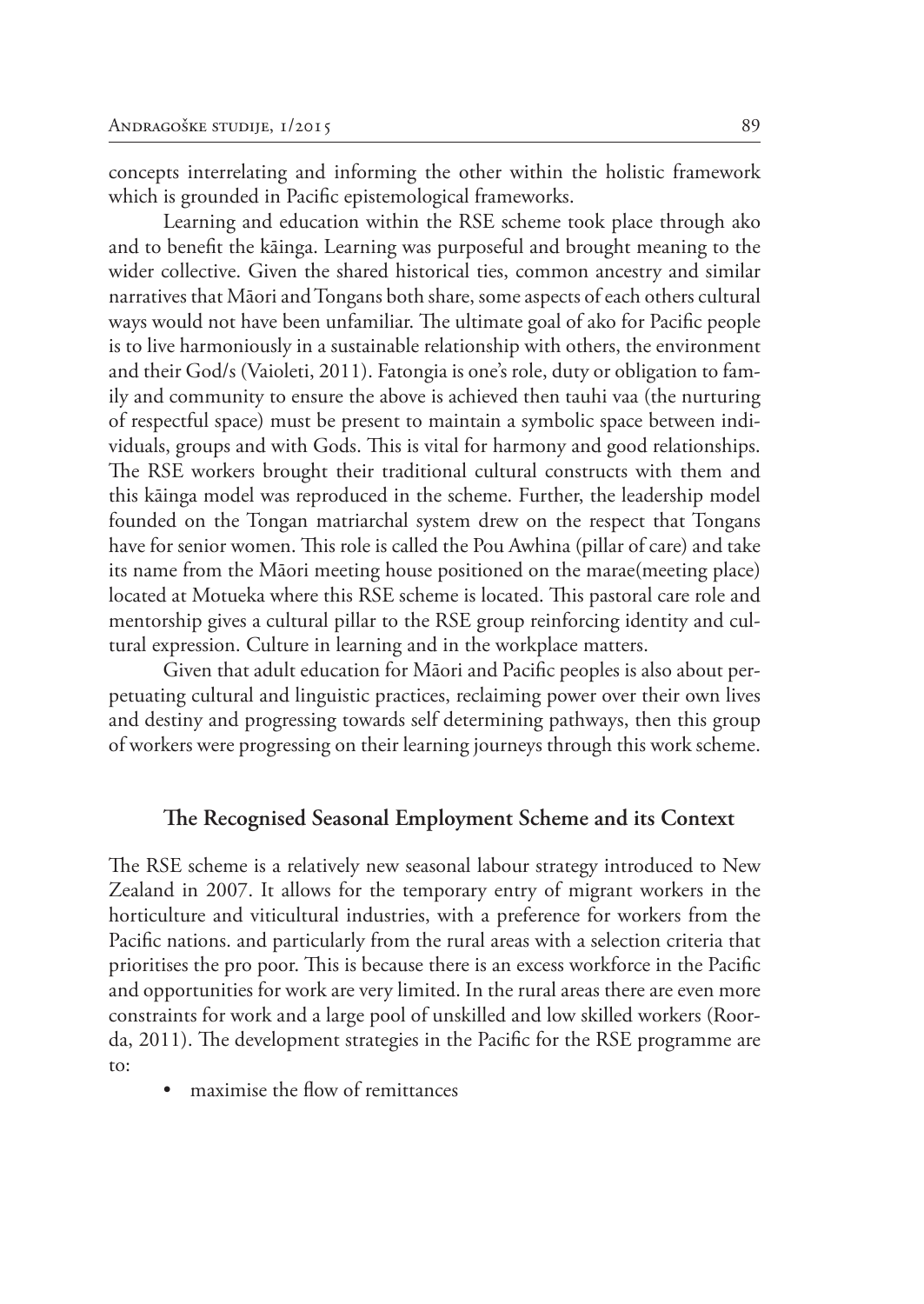concepts interrelating and informing the other within the holistic framework which is grounded in Pacific epistemological frameworks.

Learning and education within the RSE scheme took place through ako and to benefit the kāinga. Learning was purposeful and brought meaning to the wider collective. Given the shared historical ties, common ancestry and similar narratives that Māori and Tongans both share, some aspects of each others cultural ways would not have been unfamiliar. The ultimate goal of ako for Pacific people is to live harmoniously in a sustainable relationship with others, the environment and their God/s (Vaioleti, 2011). Fatongia is one's role, duty or obligation to family and community to ensure the above is achieved then tauhi vaa (the nurturing of respectful space) must be present to maintain a symbolic space between individuals, groups and with Gods. This is vital for harmony and good relationships. The RSE workers brought their traditional cultural constructs with them and this kāinga model was reproduced in the scheme. Further, the leadership model founded on the Tongan matriarchal system drew on the respect that Tongans have for senior women. This role is called the Pou Awhina (pillar of care) and take its name from the Māori meeting house positioned on the marae(meeting place) located at Motueka where this RSE scheme is located. This pastoral care role and mentorship gives a cultural pillar to the RSE group reinforcing identity and cultural expression. Culture in learning and in the workplace matters.

Given that adult education for Māori and Pacific peoples is also about perpetuating cultural and linguistic practices, reclaiming power over their own lives and destiny and progressing towards self determining pathways, then this group of workers were progressing on their learning journeys through this work scheme.

## The Recognised Seasonal Employment Scheme and its Context

The RSE scheme is a relatively new seasonal labour strategy introduced to New Zealand in 2007. It allows for the temporary entry of migrant workers in the horticulture and viticultural industries, with a preference for workers from the Pacific nations. and particularly from the rural areas with a selection criteria that prioritises the pro poor. This is because there is an excess workforce in the Pacific and opportunities for work are very limited. In the rural areas there are even more constraints for work and a large pool of unskilled and low skilled workers (Roorda, 2011). The development strategies in the Pacific for the RSE programme are to:

- maximise the flow of remittances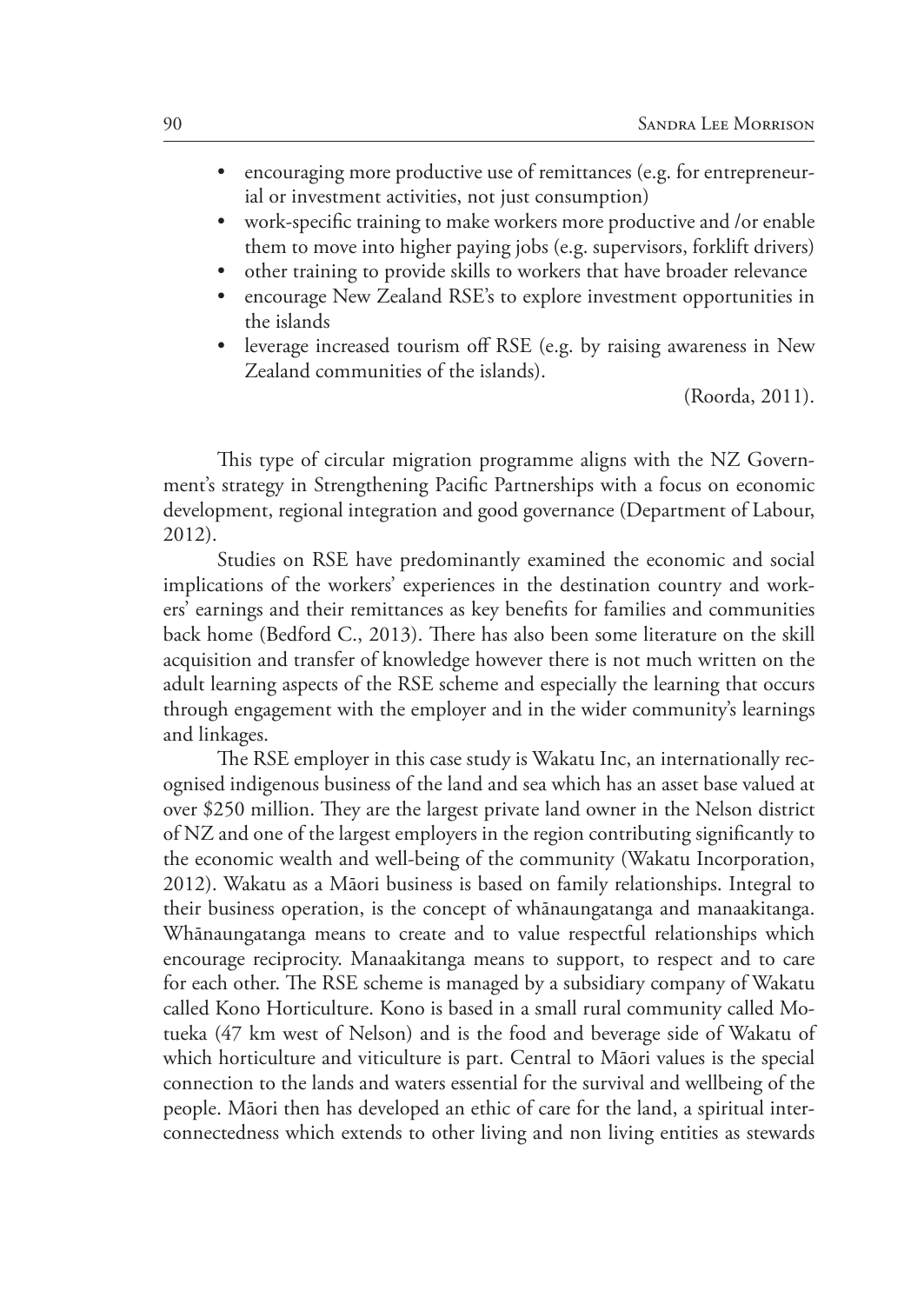- encouraging more productive use of remittances (e.g. for entrepreneurial or investment activities, not just consumption)
- work-specific training to make workers more productive and /or enable them to move into higher paying jobs (e.g. supervisors, forklift drivers)
- other training to provide skills to workers that have broader relevance
- encourage New Zealand RSE's to explore investment opportunities in the islands
- leverage increased tourism off RSE (e.g. by raising awareness in New Zealand communities of the islands).

(Roorda, 2011).

This type of circular migration programme aligns with the NZ Government's strategy in Strengthening Pacific Partnerships with a focus on economic development, regional integration and good governance (Department of Labour, 2012).

Studies on RSE have predominantly examined the economic and social implications of the workers' experiences in the destination country and workers' earnings and their remittances as key benefits for families and communities back home (Bedford C., 2013). There has also been some literature on the skill acquisition and transfer of knowledge however there is not much written on the adult learning aspects of the RSE scheme and especially the learning that occurs through engagement with the employer and in the wider community's learnings and linkages.

The RSE employer in this case study is Wakatu Inc, an internationally recognised indigenous business of the land and sea which has an asset base valued at over $250 million. They are the largest private land owner in the Nelson district of NZ and one of the largest employers in the region contributing significantly to the economic wealth and well-being of the community (Wakatu Incorporation, 2012). Wakatu as a Māori business is based on family relationships. Integral to their business operation, is the concept of whānaungatanga and manaakitanga. Whānaungatanga means to create and to value respectful relationships which encourage reciprocity. Manaakitanga means to support, to respect and to care for each other. The RSE scheme is managed by a subsidiary company of Wakatu called Kono Horticulture. Kono is based in a small rural community called Motueka (47 km west of Nelson) and is the food and beverage side of Wakatu of which horticulture and viticulture is part. Central to Māori values is the special connection to the lands and waters essential for the survival and wellbeing of the people. Māori then has developed an ethic of care for the land, a spiritual interconnectedness which extends to other living and non living entities as stewards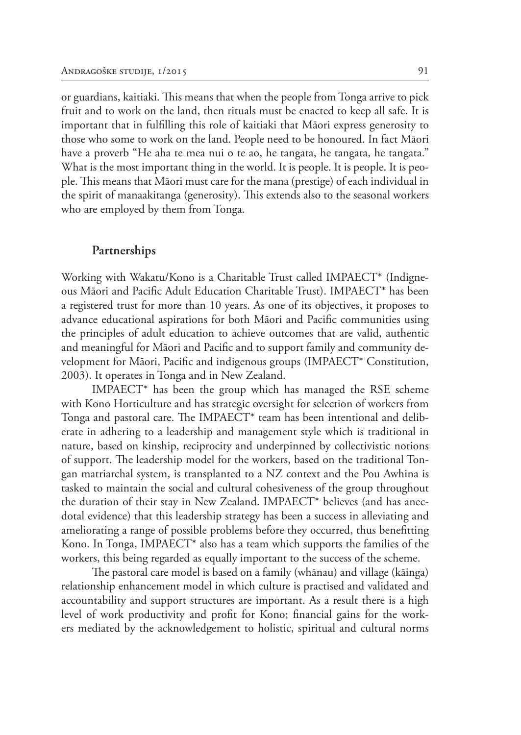or guardians, kaitiaki. This means that when the people from Tonga arrive to pick fruit and to work on the land, then rituals must be enacted to keep all safe. It is important that in fulfilling this role of kaitiaki that Māori express generosity to those who some to work on the land. People need to be honoured. In fact Māori have a proverb "He aha te mea nui o te ao, he tangata, he tangata, he tangata." What is the most important thing in the world. It is people. It is people. It is people. This means that Māori must care for the mana (prestige) of each individual in the spirit of manaakitanga (generosity). This extends also to the seasonal workers who are employed by them from Tonga.

## Partnerships

Working with Wakatu/Kono is a Charitable Trust called IMPAECT* (Indigneous Māori and Pacific Adult Education Charitable Trust). IMPAECT* has been a registered trust for more than 10 years. As one of its objectives, it proposes to advance educational aspirations for both Māori and Pacific communities using the principles of adult education to achieve outcomes that are valid, authentic and meaningful for Māori and Pacific and to support family and community development for Māori, Pacific and indigenous groups (IMPAECT* Constitution, 2003). It operates in Tonga and in New Zealand.

IMPAECT* has been the group which has managed the RSE scheme with Kono Horticulture and has strategic oversight for selection of workers from Tonga and pastoral care. The IMPAECT* team has been intentional and deliberate in adhering to a leadership and management style which is traditional in nature, based on kinship, reciprocity and underpinned by collectivistic notions of support. The leadership model for the workers, based on the traditional Tongan matriarchal system, is transplanted to a NZ context and the Pou Awhina is tasked to maintain the social and cultural cohesiveness of the group throughout the duration of their stay in New Zealand. IMPAECT* believes (and has anecdotal evidence) that this leadership strategy has been a success in alleviating and ameliorating a range of possible problems before they occurred, thus benefitting Kono. In Tonga, IMPAECT* also has a team which supports the families of the workers, this being regarded as equally important to the success of the scheme.

The pastoral care model is based on a family (whānau) and village (kāinga) relationship enhancement model in which culture is practised and validated and accountability and support structures are important. As a result there is a high level of work productivity and profit for Kono; financial gains for the workers mediated by the acknowledgement to holistic, spiritual and cultural norms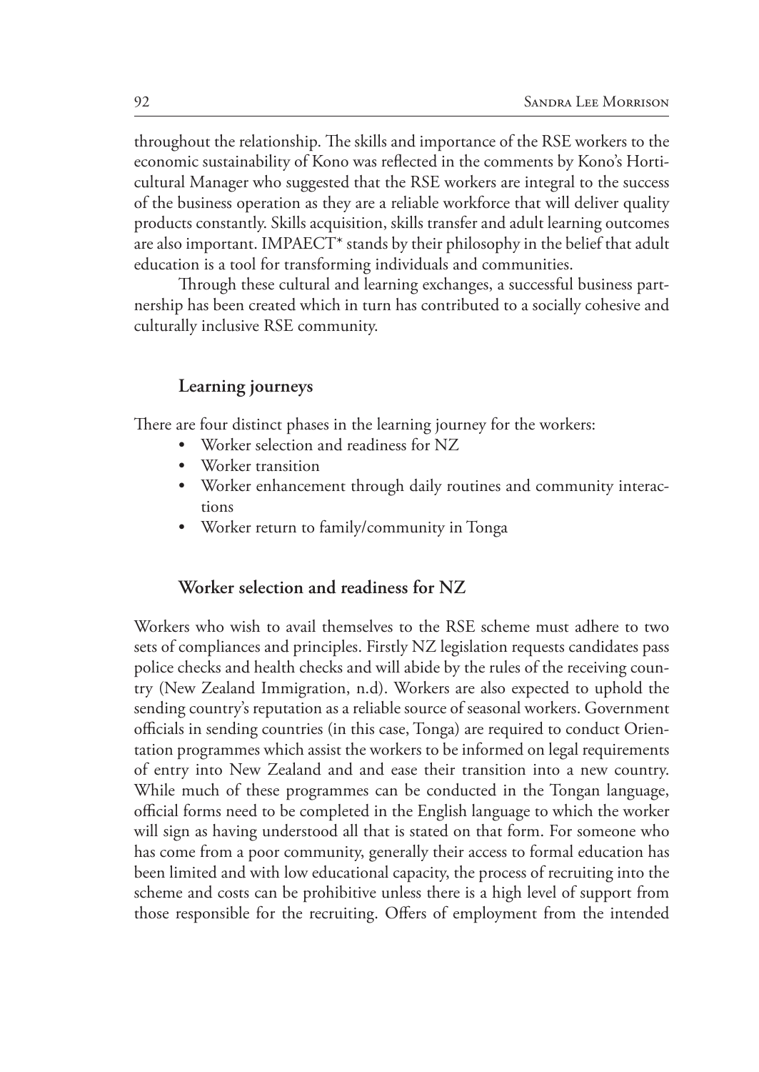throughout the relationship. The skills and importance of the RSE workers to the economic sustainability of Kono was reflected in the comments by Kono's Horticultural Manager who suggested that the RSE workers are integral to the success of the business operation as they are a reliable workforce that will deliver quality products constantly. Skills acquisition, skills transfer and adult learning outcomes are also important. IMPAECT* stands by their philosophy in the belief that adult education is a tool for transforming individuals and communities.

Through these cultural and learning exchanges, a successful business partnership has been created which in turn has contributed to a socially cohesive and culturally inclusive RSE community.

### Learning journeys

There are four distinct phases in the learning journey for the workers:

- Worker selection and readiness for NZ
- Worker transition
- Worker enhancement through daily routines and community interactions
- Worker return to family/community in Tonga

### Worker selection and readiness for NZ

Workers who wish to avail themselves to the RSE scheme must adhere to two sets of compliances and principles. Firstly NZ legislation requests candidates pass police checks and health checks and will abide by the rules of the receiving country (New Zealand Immigration, n.d). Workers are also expected to uphold the sending country's reputation as a reliable source of seasonal workers. Government officials in sending countries (in this case, Tonga) are required to conduct Orientation programmes which assist the workers to be informed on legal requirements of entry into New Zealand and and ease their transition into a new country. While much of these programmes can be conducted in the Tongan language, official forms need to be completed in the English language to which the worker will sign as having understood all that is stated on that form. For someone who has come from a poor community, generally their access to formal education has been limited and with low educational capacity, the process of recruiting into the scheme and costs can be prohibitive unless there is a high level of support from those responsible for the recruiting. Offers of employment from the intended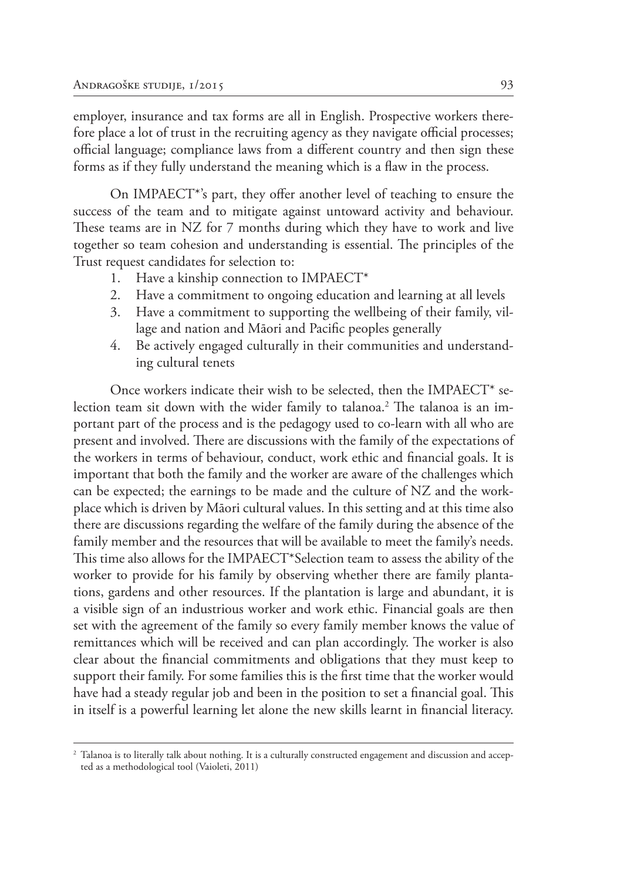employer, insurance and tax forms are all in English. Prospective workers therefore place a lot of trust in the recruiting agency as they navigate official processes; official language; compliance laws from a different country and then sign these forms as if they fully understand the meaning which is a flaw in the process.

On IMPAECT*'s part, they offer another level of teaching to ensure the success of the team and to mitigate against untoward activity and behaviour. These teams are in NZ for 7 months during which they have to work and live together so team cohesion and understanding is essential. The principles of the Trust request candidates for selection to:

1. Have a kinship connection to IMPAECT*
2. Have a commitment to ongoing education and learning at all levels
3. Have a commitment to supporting the wellbeing of their family, village and nation and Māori and Pacific peoples generally
4. Be actively engaged culturally in their communities and understanding cultural tenets

Once workers indicate their wish to be selected, then the IMPAECT* selection team sit down with the wider family to talanoa.[2] The talanoa is an important part of the process and is the pedagogy used to co-learn with all who are present and involved. There are discussions with the family of the expectations of the workers in terms of behaviour, conduct, work ethic and financial goals. It is important that both the family and the worker are aware of the challenges which can be expected; the earnings to be made and the culture of NZ and the workplace which is driven by Māori cultural values. In this setting and at this time also there are discussions regarding the welfare of the family during the absence of the family member and the resources that will be available to meet the family's needs. This time also allows for the IMPAECT*Selection team to assess the ability of the worker to provide for his family by observing whether there are family plantations, gardens and other resources. If the plantation is large and abundant, it is a visible sign of an industrious worker and work ethic. Financial goals are then set with the agreement of the family so every family member knows the value of remittances which will be received and can plan accordingly. The worker is also clear about the financial commitments and obligations that they must keep to support their family. For some families this is the first time that the worker would have had a steady regular job and been in the position to set a financial goal. This in itself is a powerful learning let alone the new skills learnt in financial literacy.

---

[2] Talanoa is to literally talk about nothing. It is a culturally constructed engagement and discussion and accepted as a methodological tool (Vaioleti, 2011)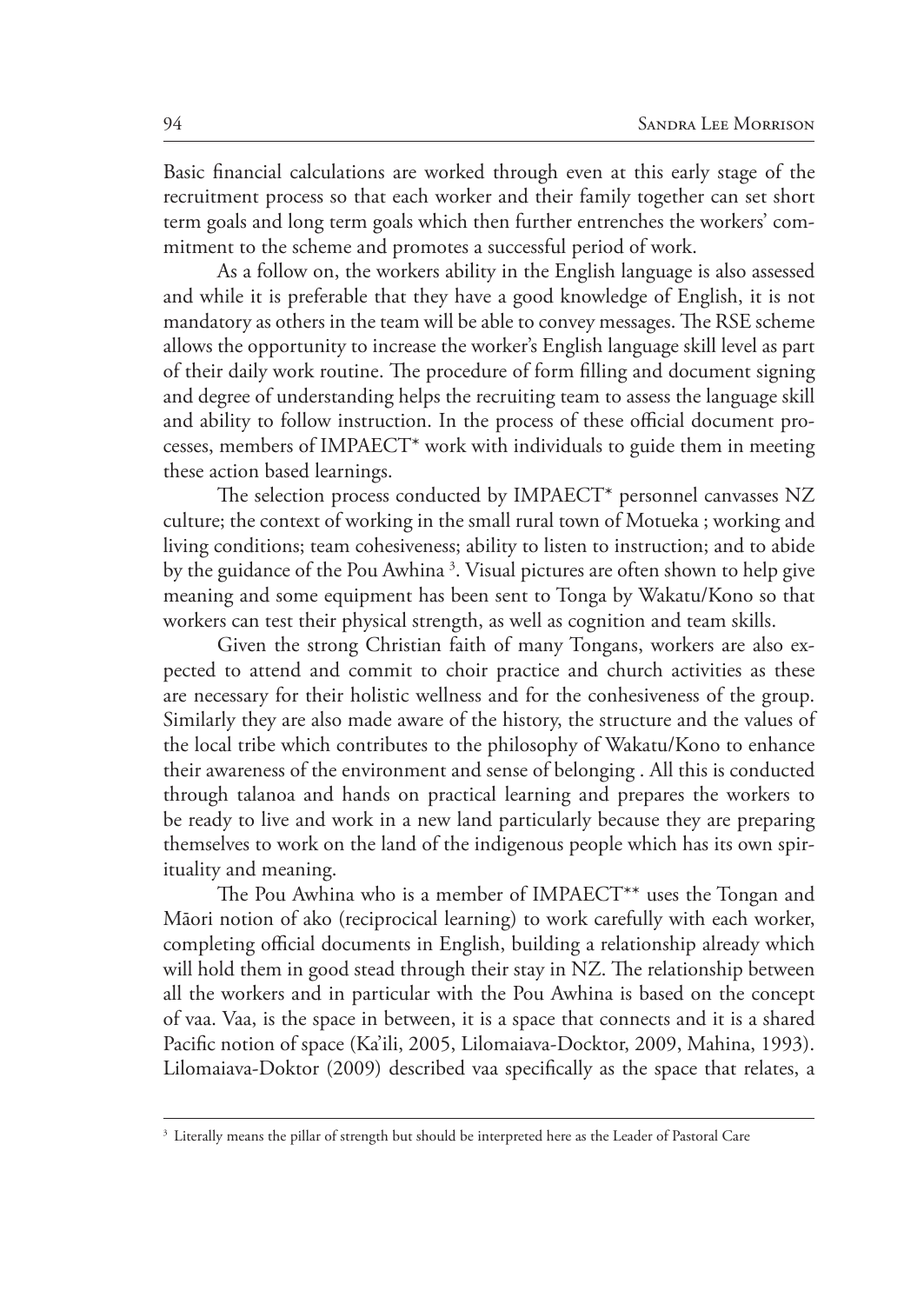Basic financial calculations are worked through even at this early stage of the recruitment process so that each worker and their family together can set short term goals and long term goals which then further entrenches the workers' commitment to the scheme and promotes a successful period of work.

As a follow on, the workers ability in the English language is also assessed and while it is preferable that they have a good knowledge of English, it is not mandatory as others in the team will be able to convey messages. The RSE scheme allows the opportunity to increase the worker's English language skill level as part of their daily work routine. The procedure of form filling and document signing and degree of understanding helps the recruiting team to assess the language skill and ability to follow instruction. In the process of these official document processes, members of IMPAECT* work with individuals to guide them in meeting these action based learnings.

The selection process conducted by IMPAECT* personnel canvasses NZ culture; the context of working in the small rural town of Motueka ; working and living conditions; team cohesiveness; ability to listen to instruction; and to abide by the guidance of the Pou Awhina [3]. Visual pictures are often shown to help give meaning and some equipment has been sent to Tonga by Wakatu/Kono so that workers can test their physical strength, as well as cognition and team skills.

Given the strong Christian faith of many Tongans, workers are also expected to attend and commit to choir practice and church activities as these are necessary for their holistic wellness and for the conhesiveness of the group. Similarly they are also made aware of the history, the structure and the values of the local tribe which contributes to the philosophy of Wakatu/Kono to enhance their awareness of the environment and sense of belonging . All this is conducted through talanoa and hands on practical learning and prepares the workers to be ready to live and work in a new land particularly because they are preparing themselves to work on the land of the indigenous people which has its own spirituality and meaning.

The Pou Awhina who is a member of IMPAECT** uses the Tongan and Māori notion of ako (reciprocical learning) to work carefully with each worker, completing official documents in English, building a relationship already which will hold them in good stead through their stay in NZ. The relationship between all the workers and in particular with the Pou Awhina is based on the concept of vaa. Vaa, is the space in between, it is a space that connects and it is a shared Pacific notion of space (Ka'ili, 2005, Lilomaiava-Docktor, 2009, Mahina, 1993). Lilomaiava-Doktor (2009) described vaa specifically as the space that relates, a

[3] Literally means the pillar of strength but should be interpreted here as the Leader of Pastoral Care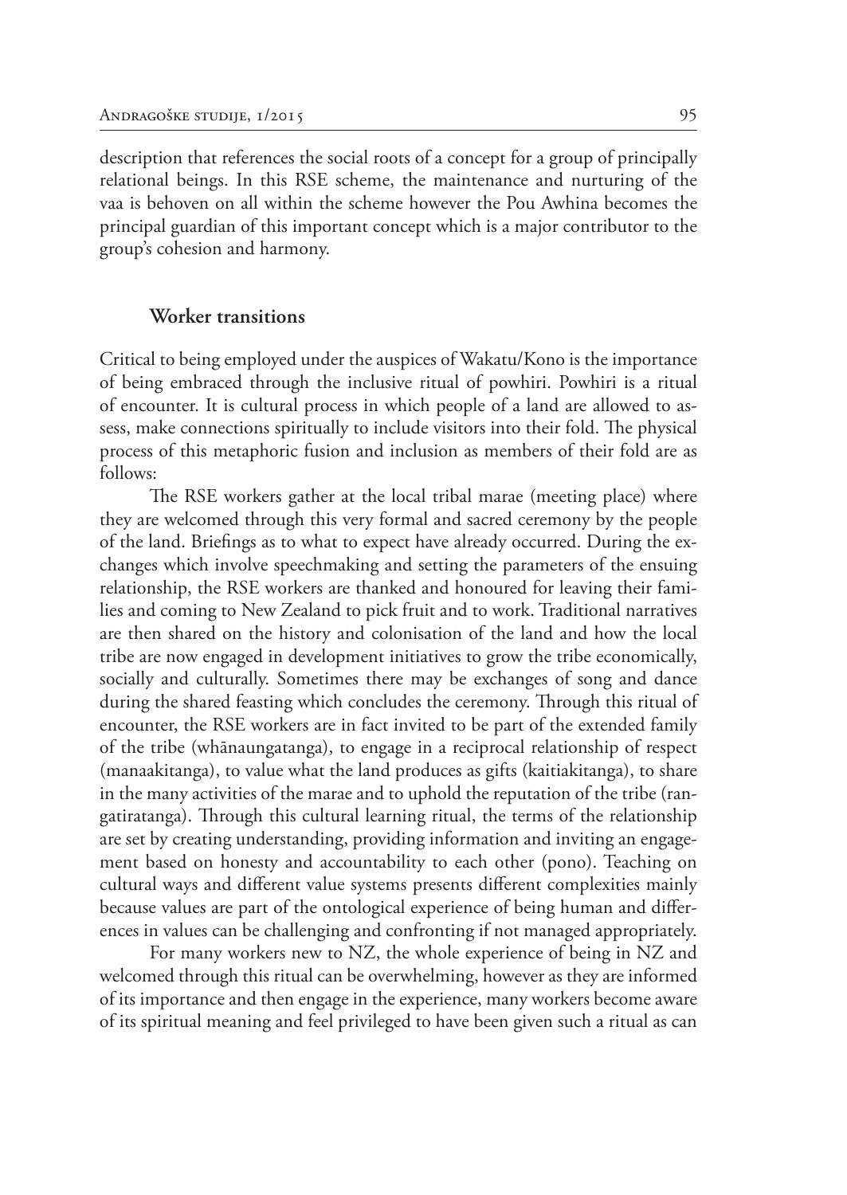description that references the social roots of a concept for a group of principally relational beings. In this RSE scheme, the maintenance and nurturing of the vaa is behoven on all within the scheme however the Pou Awhina becomes the principal guardian of this important concept which is a major contributor to the group's cohesion and harmony.

## Worker transitions

Critical to being employed under the auspices of Wakatu/Kono is the importance of being embraced through the inclusive ritual of powhiri. Powhiri is a ritual of encounter. It is cultural process in which people of a land are allowed to assess, make connections spiritually to include visitors into their fold. The physical process of this metaphoric fusion and inclusion as members of their fold are as follows:

The RSE workers gather at the local tribal marae (meeting place) where they are welcomed through this very formal and sacred ceremony by the people of the land. Briefings as to what to expect have already occurred. During the exchanges which involve speechmaking and setting the parameters of the ensuing relationship, the RSE workers are thanked and honoured for leaving their families and coming to New Zealand to pick fruit and to work. Traditional narratives are then shared on the history and colonisation of the land and how the local tribe are now engaged in development initiatives to grow the tribe economically, socially and culturally. Sometimes there may be exchanges of song and dance during the shared feasting which concludes the ceremony. Through this ritual of encounter, the RSE workers are in fact invited to be part of the extended family of the tribe (whānaungatanga), to engage in a reciprocal relationship of respect (manaakitanga), to value what the land produces as gifts (kaitiakitanga), to share in the many activities of the marae and to uphold the reputation of the tribe (rangatiratanga). Through this cultural learning ritual, the terms of the relationship are set by creating understanding, providing information and inviting an engagement based on honesty and accountability to each other (pono). Teaching on cultural ways and different value systems presents different complexities mainly because values are part of the ontological experience of being human and differences in values can be challenging and confronting if not managed appropriately.

For many workers new to NZ, the whole experience of being in NZ and welcomed through this ritual can be overwhelming, however as they are informed of its importance and then engage in the experience, many workers become aware of its spiritual meaning and feel privileged to have been given such a ritual as can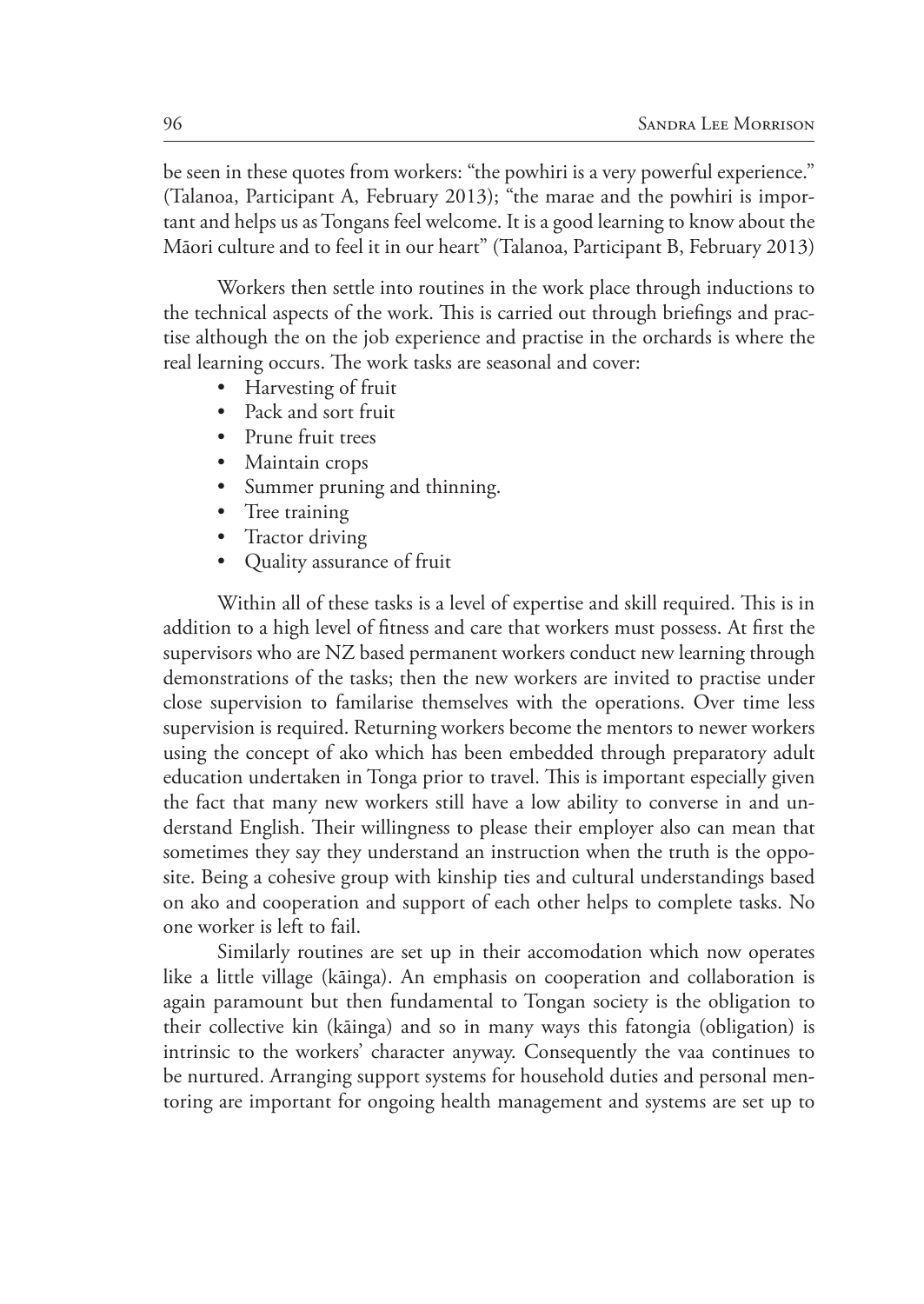be seen in these quotes from workers: "the powhiri is a very powerful experience." (Talanoa, Participant A, February 2013); "the marae and the powhiri is important and helps us as Tongans feel welcome. It is a good learning to know about the Māori culture and to feel it in our heart" (Talanoa, Participant B, February 2013)

Workers then settle into routines in the work place through inductions to the technical aspects of the work. This is carried out through briefings and practise although the on the job experience and practise in the orchards is where the real learning occurs. The work tasks are seasonal and cover:

- Harvesting of fruit
- Pack and sort fruit
- Prune fruit trees
- Maintain crops
- Summer pruning and thinning.
- Tree training
- Tractor driving
- Quality assurance of fruit

Within all of these tasks is a level of expertise and skill required. This is in addition to a high level of fitness and care that workers must possess. At first the supervisors who are NZ based permanent workers conduct new learning through demonstrations of the tasks; then the new workers are invited to practise under close supervision to familarise themselves with the operations. Over time less supervision is required. Returning workers become the mentors to newer workers using the concept of ako which has been embedded through preparatory adult education undertaken in Tonga prior to travel. This is important especially given the fact that many new workers still have a low ability to converse in and understand English. Their willingness to please their employer also can mean that sometimes they say they understand an instruction when the truth is the opposite. Being a cohesive group with kinship ties and cultural understandings based on ako and cooperation and support of each other helps to complete tasks. No one worker is left to fail.

Similarly routines are set up in their accomodation which now operates like a little village (kāinga). An emphasis on cooperation and collaboration is again paramount but then fundamental to Tongan society is the obligation to their collective kin (kāinga) and so in many ways this fatongia (obligation) is intrinsic to the workers' character anyway. Consequently the vaa continues to be nurtured. Arranging support systems for household duties and personal mentoring are important for ongoing health management and systems are set up to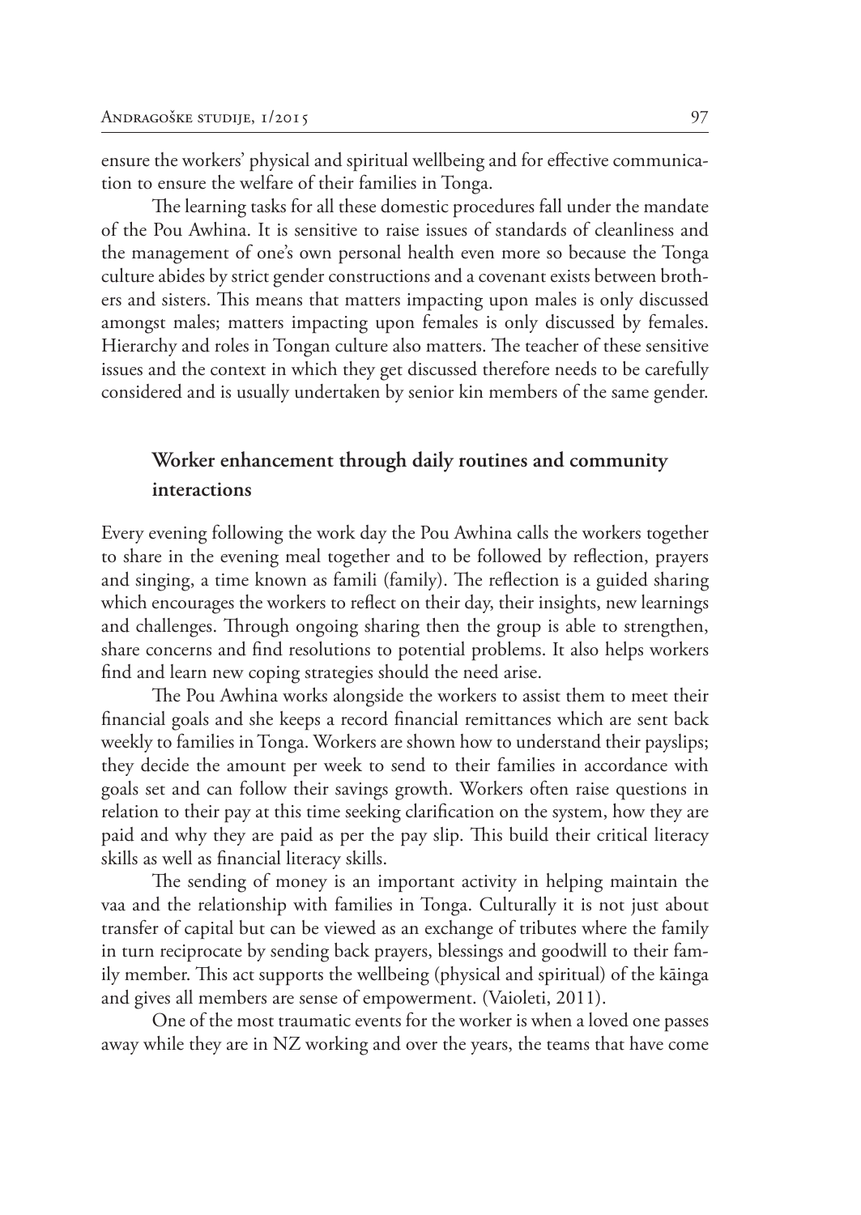ensure the workers' physical and spiritual wellbeing and for effective communication to ensure the welfare of their families in Tonga.

The learning tasks for all these domestic procedures fall under the mandate of the Pou Awhina. It is sensitive to raise issues of standards of cleanliness and the management of one's own personal health even more so because the Tonga culture abides by strict gender constructions and a covenant exists between brothers and sisters. This means that matters impacting upon males is only discussed amongst males; matters impacting upon females is only discussed by females. Hierarchy and roles in Tongan culture also matters. The teacher of these sensitive issues and the context in which they get discussed therefore needs to be carefully considered and is usually undertaken by senior kin members of the same gender.

## Worker enhancement through daily routines and community interactions

Every evening following the work day the Pou Awhina calls the workers together to share in the evening meal together and to be followed by reflection, prayers and singing, a time known as famili (family). The reflection is a guided sharing which encourages the workers to reflect on their day, their insights, new learnings and challenges. Through ongoing sharing then the group is able to strengthen, share concerns and find resolutions to potential problems. It also helps workers find and learn new coping strategies should the need arise.

The Pou Awhina works alongside the workers to assist them to meet their financial goals and she keeps a record financial remittances which are sent back weekly to families in Tonga. Workers are shown how to understand their payslips; they decide the amount per week to send to their families in accordance with goals set and can follow their savings growth. Workers often raise questions in relation to their pay at this time seeking clarification on the system, how they are paid and why they are paid as per the pay slip. This build their critical literacy skills as well as financial literacy skills.

The sending of money is an important activity in helping maintain the vaa and the relationship with families in Tonga. Culturally it is not just about transfer of capital but can be viewed as an exchange of tributes where the family in turn reciprocate by sending back prayers, blessings and goodwill to their family member. This act supports the wellbeing (physical and spiritual) of the kāinga and gives all members are sense of empowerment. (Vaioleti, 2011).

One of the most traumatic events for the worker is when a loved one passes away while they are in NZ working and over the years, the teams that have come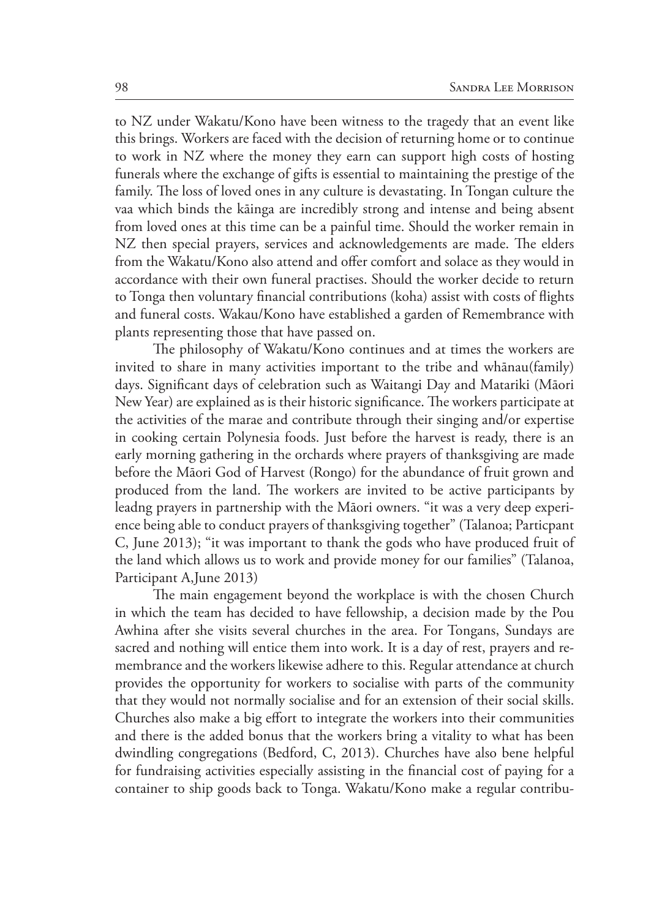to NZ under Wakatu/Kono have been witness to the tragedy that an event like this brings. Workers are faced with the decision of returning home or to continue to work in NZ where the money they earn can support high costs of hosting funerals where the exchange of gifts is essential to maintaining the prestige of the family. The loss of loved ones in any culture is devastating. In Tongan culture the vaa which binds the kāinga are incredibly strong and intense and being absent from loved ones at this time can be a painful time. Should the worker remain in NZ then special prayers, services and acknowledgements are made. The elders from the Wakatu/Kono also attend and offer comfort and solace as they would in accordance with their own funeral practises. Should the worker decide to return to Tonga then voluntary financial contributions (koha) assist with costs of flights and funeral costs. Wakau/Kono have established a garden of Remembrance with plants representing those that have passed on.

The philosophy of Wakatu/Kono continues and at times the workers are invited to share in many activities important to the tribe and whānau(family) days. Significant days of celebration such as Waitangi Day and Matariki (Māori New Year) are explained as is their historic significance. The workers participate at the activities of the marae and contribute through their singing and/or expertise in cooking certain Polynesia foods. Just before the harvest is ready, there is an early morning gathering in the orchards where prayers of thanksgiving are made before the Māori God of Harvest (Rongo) for the abundance of fruit grown and produced from the land. The workers are invited to be active participants by leadng prayers in partnership with the Māori owners. "it was a very deep experience being able to conduct prayers of thanksgiving together" (Talanoa; Particpant C, June 2013); "it was important to thank the gods who have produced fruit of the land which allows us to work and provide money for our families" (Talanoa, Participant A,June 2013)

The main engagement beyond the workplace is with the chosen Church in which the team has decided to have fellowship, a decision made by the Pou Awhina after she visits several churches in the area. For Tongans, Sundays are sacred and nothing will entice them into work. It is a day of rest, prayers and remembrance and the workers likewise adhere to this. Regular attendance at church provides the opportunity for workers to socialise with parts of the community that they would not normally socialise and for an extension of their social skills. Churches also make a big effort to integrate the workers into their communities and there is the added bonus that the workers bring a vitality to what has been dwindling congregations (Bedford, C, 2013). Churches have also bene helpful for fundraising activities especially assisting in the financial cost of paying for a container to ship goods back to Tonga. Wakatu/Kono make a regular contribu-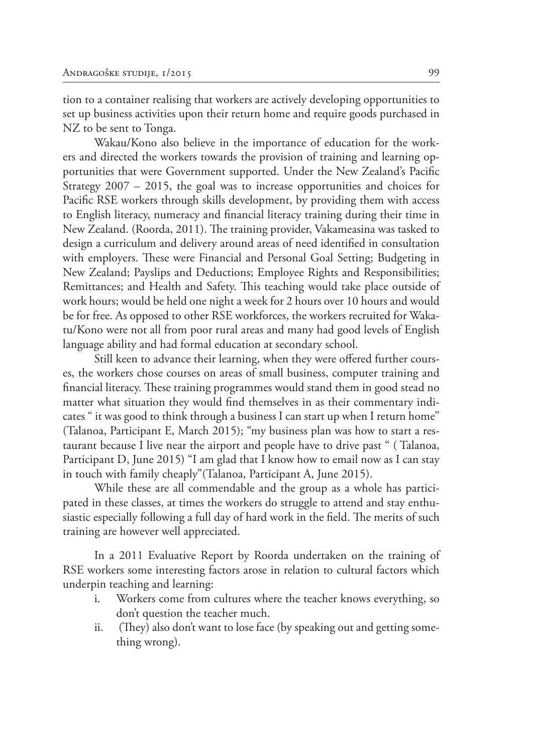tion to a container realising that workers are actively developing opportunities to set up business activities upon their return home and require goods purchased in NZ to be sent to Tonga.

Wakau/Kono also believe in the importance of education for the workers and directed the workers towards the provision of training and learning opportunities that were Government supported. Under the New Zealand's Pacific Strategy 2007 – 2015, the goal was to increase opportunities and choices for Pacific RSE workers through skills development, by providing them with access to English literacy, numeracy and financial literacy training during their time in New Zealand. (Roorda, 2011). The training provider, Vakameasina was tasked to design a curriculum and delivery around areas of need identified in consultation with employers. These were Financial and Personal Goal Setting; Budgeting in New Zealand; Payslips and Deductions; Employee Rights and Responsibilities; Remittances; and Health and Safety. This teaching would take place outside of work hours; would be held one night a week for 2 hours over 10 hours and would be for free. As opposed to other RSE workforces, the workers recruited for Wakatu/Kono were not all from poor rural areas and many had good levels of English language ability and had formal education at secondary school.

Still keen to advance their learning, when they were offered further courses, the workers chose courses on areas of small business, computer training and financial literacy. These training programmes would stand them in good stead no matter what situation they would find themselves in as their commentary indicates " it was good to think through a business I can start up when I return home" (Talanoa, Participant E, March 2015); "my business plan was how to start a restaurant because I live near the airport and people have to drive past " ( Talanoa, Participant D, June 2015) "I am glad that I know how to email now as I can stay in touch with family cheaply"(Talanoa, Participant A, June 2015).

While these are all commendable and the group as a whole has participated in these classes, at times the workers do struggle to attend and stay enthusiastic especially following a full day of hard work in the field. The merits of such training are however well appreciated.

In a 2011 Evaluative Report by Roorda undertaken on the training of RSE workers some interesting factors arose in relation to cultural factors which underpin teaching and learning:

i. Workers come from cultures where the teacher knows everything, so don't question the teacher much.
ii. (They) also don't want to lose face (by speaking out and getting something wrong).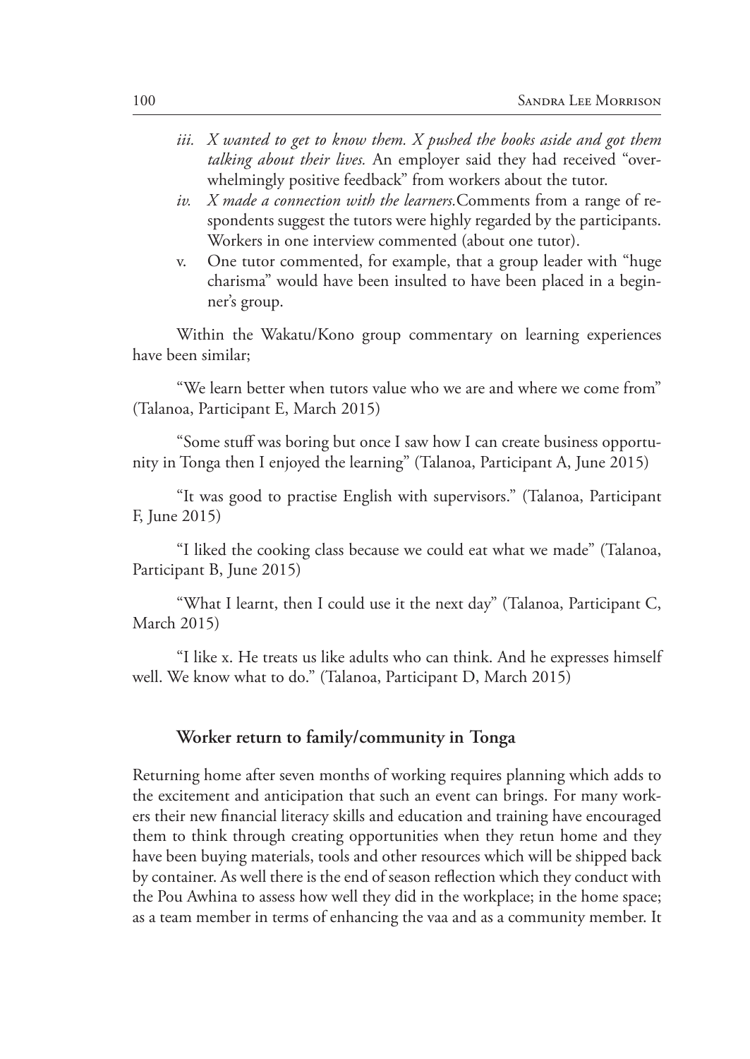iii. *X wanted to get to know them. X pushed the books aside and got them talking about their lives.* An employer said they had received "overwhelmingly positive feedback" from workers about the tutor.
iv. *X made a connection with the learners.* Comments from a range of respondents suggest the tutors were highly regarded by the participants. Workers in one interview commented (about one tutor).
v. One tutor commented, for example, that a group leader with "huge charisma" would have been insulted to have been placed in a beginner's group.

Within the Wakatu/Kono group commentary on learning experiences have been similar;

"We learn better when tutors value who we are and where we come from" (Talanoa, Participant E, March 2015)

"Some stuff was boring but once I saw how I can create business opportunity in Tonga then I enjoyed the learning" (Talanoa, Participant A, June 2015)

"It was good to practise English with supervisors." (Talanoa, Participant F, June 2015)

"I liked the cooking class because we could eat what we made" (Talanoa, Participant B, June 2015)

"What I learnt, then I could use it the next day" (Talanoa, Participant C, March 2015)

"I like x. He treats us like adults who can think. And he expresses himself well. We know what to do." (Talanoa, Participant D, March 2015)

### Worker return to family/community in Tonga

Returning home after seven months of working requires planning which adds to the excitement and anticipation that such an event can brings. For many workers their new financial literacy skills and education and training have encouraged them to think through creating opportunities when they retun home and they have been buying materials, tools and other resources which will be shipped back by container. As well there is the end of season reflection which they conduct with the Pou Awhina to assess how well they did in the workplace; in the home space; as a team member in terms of enhancing the vaa and as a community member. It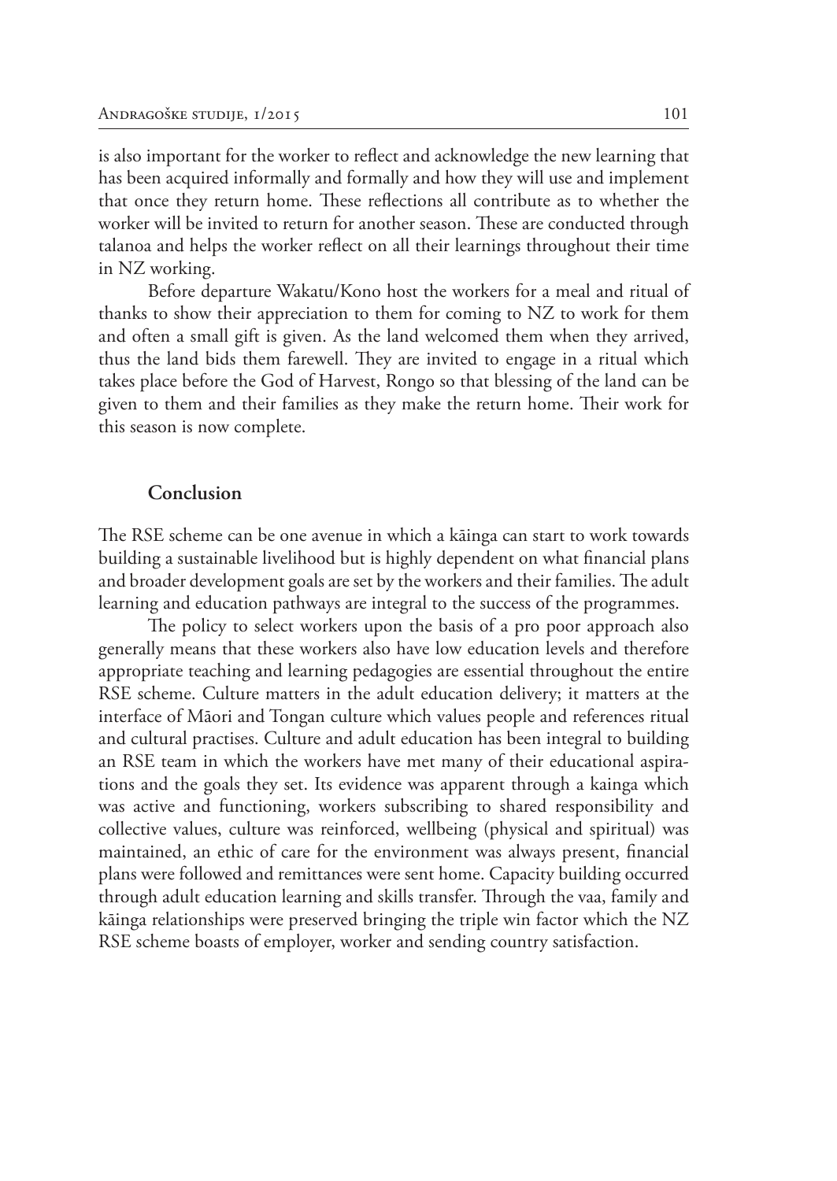is also important for the worker to reflect and acknowledge the new learning that has been acquired informally and formally and how they will use and implement that once they return home. These reflections all contribute as to whether the worker will be invited to return for another season. These are conducted through talanoa and helps the worker reflect on all their learnings throughout their time in NZ working.

Before departure Wakatu/Kono host the workers for a meal and ritual of thanks to show their appreciation to them for coming to NZ to work for them and often a small gift is given. As the land welcomed them when they arrived, thus the land bids them farewell. They are invited to engage in a ritual which takes place before the God of Harvest, Rongo so that blessing of the land can be given to them and their families as they make the return home. Their work for this season is now complete.

## Conclusion

The RSE scheme can be one avenue in which a kāinga can start to work towards building a sustainable livelihood but is highly dependent on what financial plans and broader development goals are set by the workers and their families. The adult learning and education pathways are integral to the success of the programmes.

The policy to select workers upon the basis of a pro poor approach also generally means that these workers also have low education levels and therefore appropriate teaching and learning pedagogies are essential throughout the entire RSE scheme. Culture matters in the adult education delivery; it matters at the interface of Māori and Tongan culture which values people and references ritual and cultural practises. Culture and adult education has been integral to building an RSE team in which the workers have met many of their educational aspirations and the goals they set. Its evidence was apparent through a kainga which was active and functioning, workers subscribing to shared responsibility and collective values, culture was reinforced, wellbeing (physical and spiritual) was maintained, an ethic of care for the environment was always present, financial plans were followed and remittances were sent home. Capacity building occurred through adult education learning and skills transfer. Through the vaa, family and kāinga relationships were preserved bringing the triple win factor which the NZ RSE scheme boasts of employer, worker and sending country satisfaction.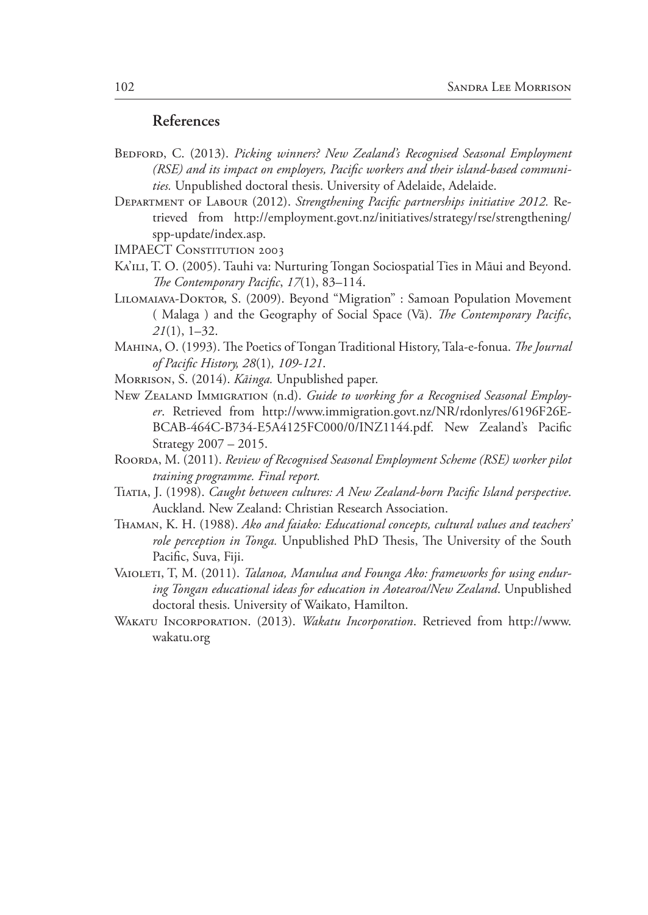## References

Bedford, C. (2013). *Picking winners? New Zealand's Recognised Seasonal Employment (RSE) and its impact on employers, Pacific workers and their island-based communities.* Unpublished doctoral thesis. University of Adelaide, Adelaide.

Department of Labour (2012). *Strengthening Pacific partnerships initiative 2012.* Retrieved from http://employment.govt.nz/initiatives/strategy/rse/strengthening/spp-update/index.asp.

IMPAECT Constitution 2003

Ka'ili, T. O. (2005). Tauhi va: Nurturing Tongan Sociospatial Ties in Māui and Beyond. *The Contemporary Pacific*, *17*(1), 83–114.

Lilomaiava-Doktor, S. (2009). Beyond "Migration" : Samoan Population Movement ( Malaga ) and the Geography of Social Space (Vā). *The Contemporary Pacific*, *21*(1), 1–32.

Mahina, O. (1993). The Poetics of Tongan Traditional History, Tala-e-fonua. *The Journal of Pacific History, 28*(1)*, 109-121.*

Morrison, S. (2014). *Kāinga.* Unpublished paper.

New Zealand Immigration (n.d). *Guide to working for a Recognised Seasonal Employer*. Retrieved from http://www.immigration.govt.nz/NR/rdonlyres/6196F26E-BCAB-464C-B734-E5A4125FC000/0/INZ1144.pdf. New Zealand's Pacific Strategy 2007 – 2015.

Roorda, M. (2011). *Review of Recognised Seasonal Employment Scheme (RSE) worker pilot training programme. Final report.*

Tiatia, J. (1998). *Caught between cultures: A New Zealand-born Pacific Island perspective*. Auckland. New Zealand: Christian Research Association.

Thaman, K. H. (1988). *Ako and faiako: Educational concepts, cultural values and teachers' role perception in Tonga.* Unpublished PhD Thesis, The University of the South Pacific, Suva, Fiji.

Vaioleti, T, M. (2011). *Talanoa, Manulua and Founga Ako: frameworks for using enduring Tongan educational ideas for education in Aotearoa/New Zealand*. Unpublished doctoral thesis. University of Waikato, Hamilton.

Wakatu Incorporation. (2013). *Wakatu Incorporation*. Retrieved from http://www.wakatu.org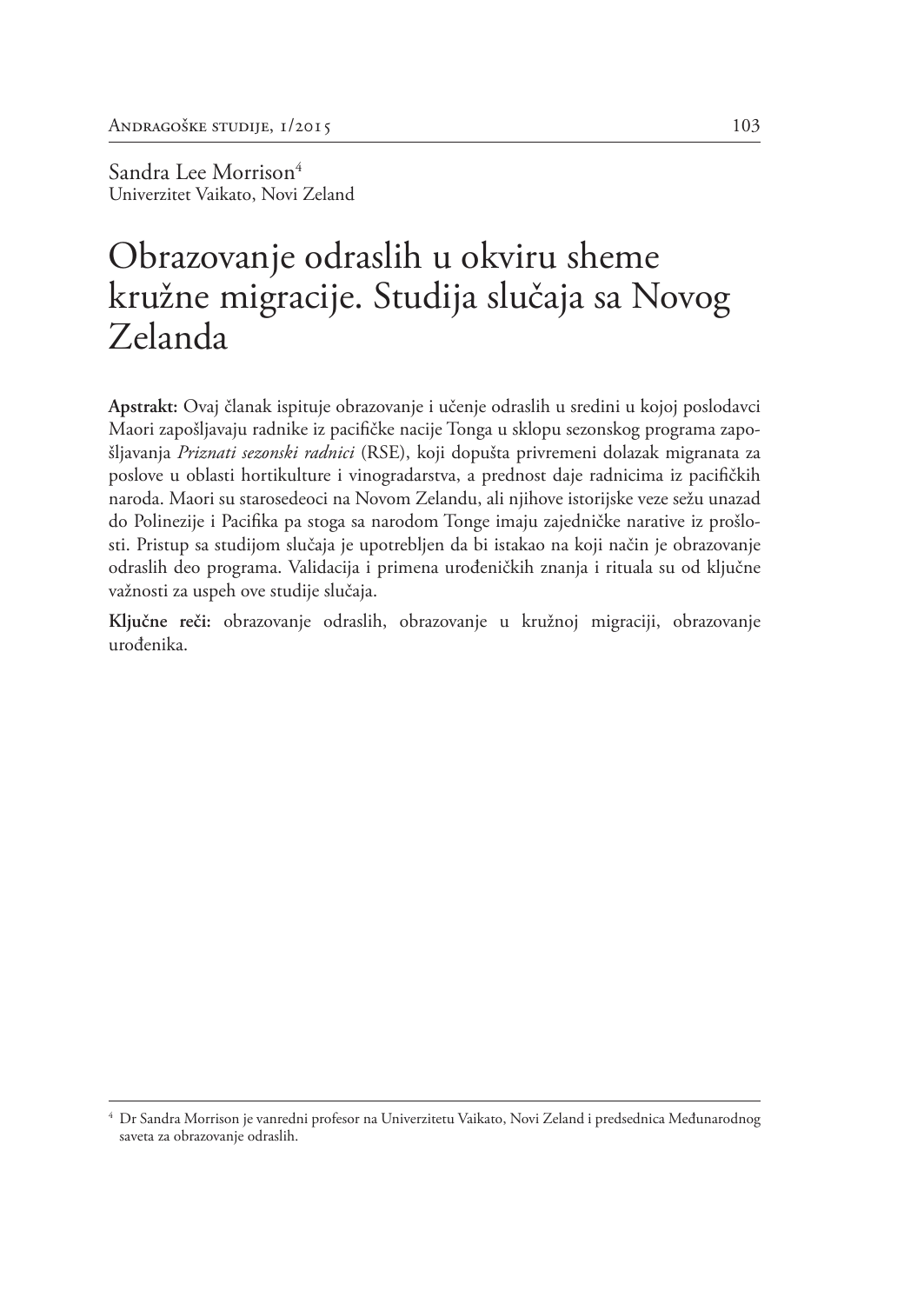Sandra Lee Morrison[4]
Univerzitet Vaikato, Novi Zeland

# Obrazovanje odraslih u okviru sheme kružne migracije. Studija slučaja sa Novog Zelanda

**Apstrakt:** Ovaj članak ispituje obrazovanje i učenje odraslih u sredini u kojoj poslodavci Maori zapošljavaju radnike iz pacifičke nacije Tonga u sklopu sezonskog programa zapošljavanja *Priznati sezonski radnici* (RSE), koji dopušta privremeni dolazak migranata za poslove u oblasti hortikulture i vinogradarstva, a prednost daje radnicima iz pacifičkih naroda. Maori su starosedeoci na Novom Zelandu, ali njihove istorijske veze sežu unazad do Polinezije i Pacifika pa stoga sa narodom Tonge imaju zajedničke narative iz prošlosti. Pristup sa studijom slučaja je upotrebljen da bi istakao na koji način je obrazovanje odraslih deo programa. Validacija i primena urođeničkih znanja i rituala su od ključne važnosti za uspeh ove studije slučaja.

**Ključne reči:** obrazovanje odraslih, obrazovanje u kružnoj migraciji, obrazovanje urođenika.

[4] Dr Sandra Morrison je vanredni profesor na Univerzitetu Vaikato, Novi Zeland i predsednica Međunarodnog saveta za obrazovanje odraslih.